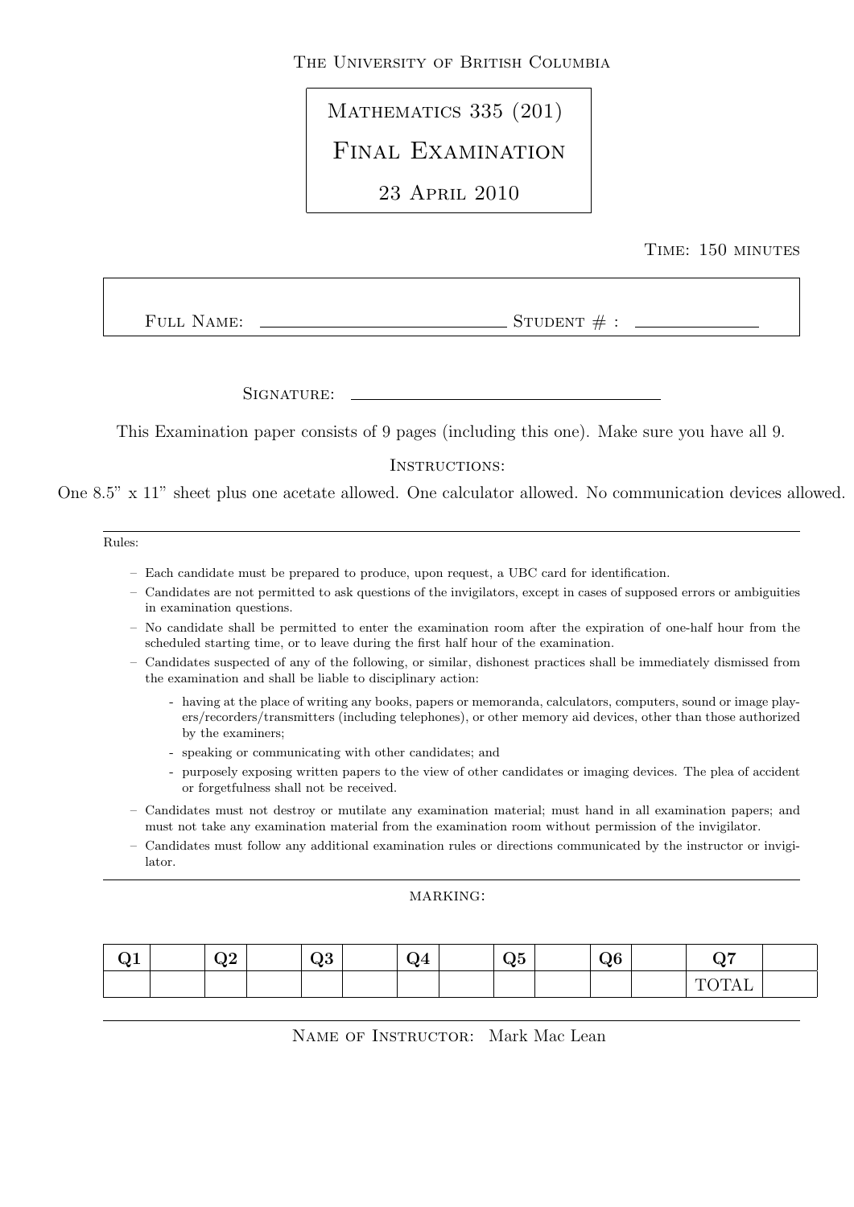The University of British Columbia

# Mathematics 335 (201)

# Final Examination

23 April 2010

Time: 150 minutes

Full Name: ______________________________ Student # : ______________

Signature: ______________________________

This Examination paper consists of 9 pages (including this one). Make sure you have all 9.

Instructions:

One 8.5" x 11" sheet plus one acetate allowed. One calculator allowed. No communication devices allowed.

---

Rules:

- Each candidate must be prepared to produce, upon request, a UBC card for identification.
- Candidates are not permitted to ask questions of the invigilators, except in cases of supposed errors or ambiguities in examination questions.
- No candidate shall be permitted to enter the examination room after the expiration of one-half hour from the scheduled starting time, or to leave during the first half hour of the examination.
- Candidates suspected of any of the following, or similar, dishonest practices shall be immediately dismissed from the examination and shall be liable to disciplinary action:
  - having at the place of writing any books, papers or memoranda, calculators, computers, sound or image players/recorders/transmitters (including telephones), or other memory aid devices, other than those authorized by the examiners;
  - speaking or communicating with other candidates; and
  - purposely exposing written papers to the view of other candidates or imaging devices. The plea of accident or forgetfulness shall not be received.
- Candidates must not destroy or mutilate any examination material; must hand in all examination papers; and must not take any examination material from the examination room without permission of the invigilator.
- Candidates must follow any additional examination rules or directions communicated by the instructor or invigilator.

---

marking:

| Q1 | | Q2 | | Q3 | | Q4 | | Q5 | | Q6 | | Q7 | |
|---|---|---|---|---|---|---|---|---|---|---|---|---|---|
| | | | | | | | | | | | | TOTAL | |

---

Name of Instructor: Mark Mac Lean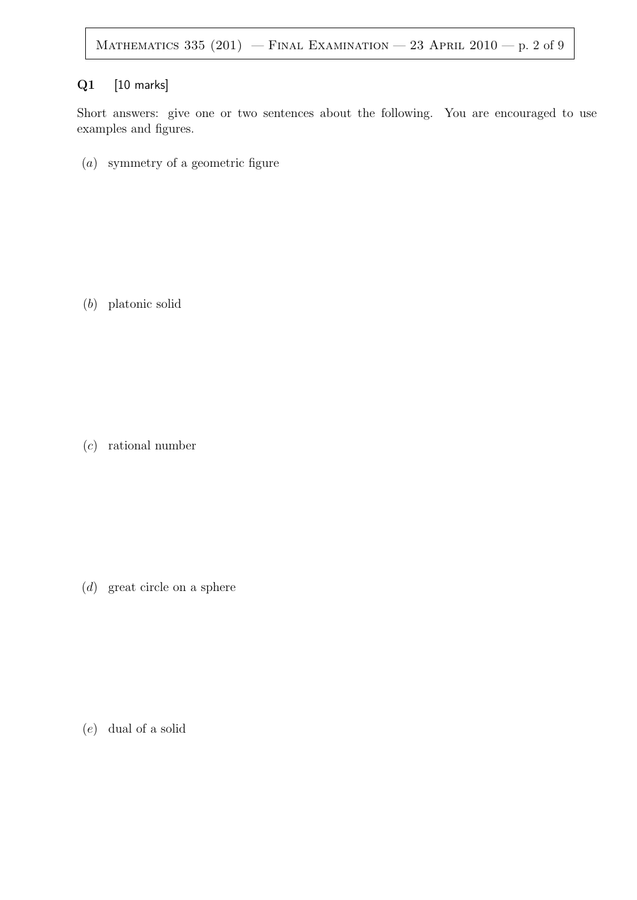## Q1 [10 marks]

Short answers: give one or two sentences about the following. You are encouraged to use examples and figures.

(*a*) symmetry of a geometric figure

(*b*) platonic solid

(*c*) rational number

(*d*) great circle on a sphere

(*e*) dual of a solid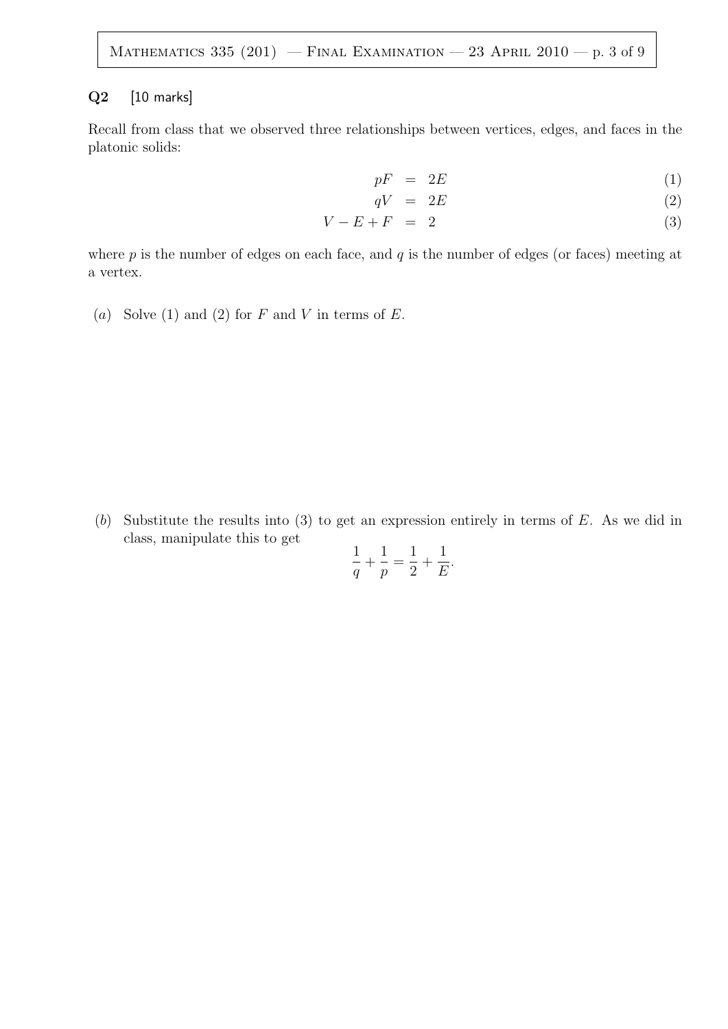**Q2** [10 marks]

Recall from class that we observed three relationships between vertices, edges, and faces in the platonic solids:

$$
\begin{aligned}
pF &= 2E && (1)\\
qV &= 2E && (2)\\
V - E + F &= 2 && (3)
\end{aligned}
$$

where $p$ is the number of edges on each face, and $q$ is the number of edges (or faces) meeting at a vertex.

(*a*) Solve (1) and (2) for $F$ and $V$ in terms of $E$.

(*b*) Substitute the results into (3) to get an expression entirely in terms of $E$. As we did in class, manipulate this to get

$$\frac{1}{q} + \frac{1}{p} = \frac{1}{2} + \frac{1}{E}.$$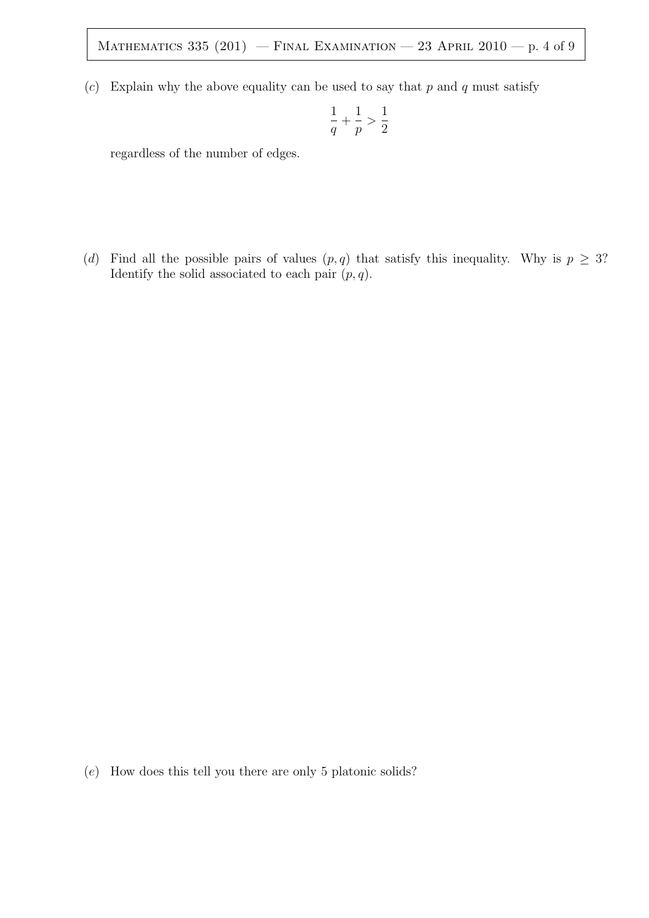(c) Explain why the above equality can be used to say that $p$ and $q$ must satisfy

$$\frac{1}{q} + \frac{1}{p} > \frac{1}{2}$$

regardless of the number of edges.

(d) Find all the possible pairs of values $(p, q)$ that satisfy this inequality. Why is $p \geq 3$? Identify the solid associated to each pair $(p, q)$.

(e) How does this tell you there are only 5 platonic solids?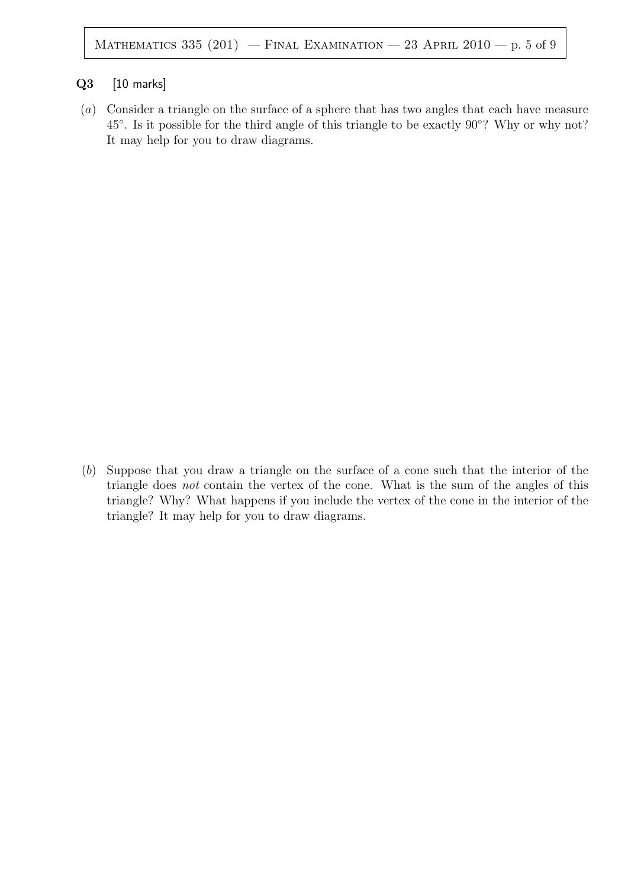**Q3** [10 marks]

(*a*) Consider a triangle on the surface of a sphere that has two angles that each have measure $45^\circ$. Is it possible for the third angle of this triangle to be exactly $90^\circ$? Why or why not? It may help for you to draw diagrams.

(*b*) Suppose that you draw a triangle on the surface of a cone such that the interior of the triangle does *not* contain the vertex of the cone. What is the sum of the angles of this triangle? Why? What happens if you include the vertex of the cone in the interior of the triangle? It may help for you to draw diagrams.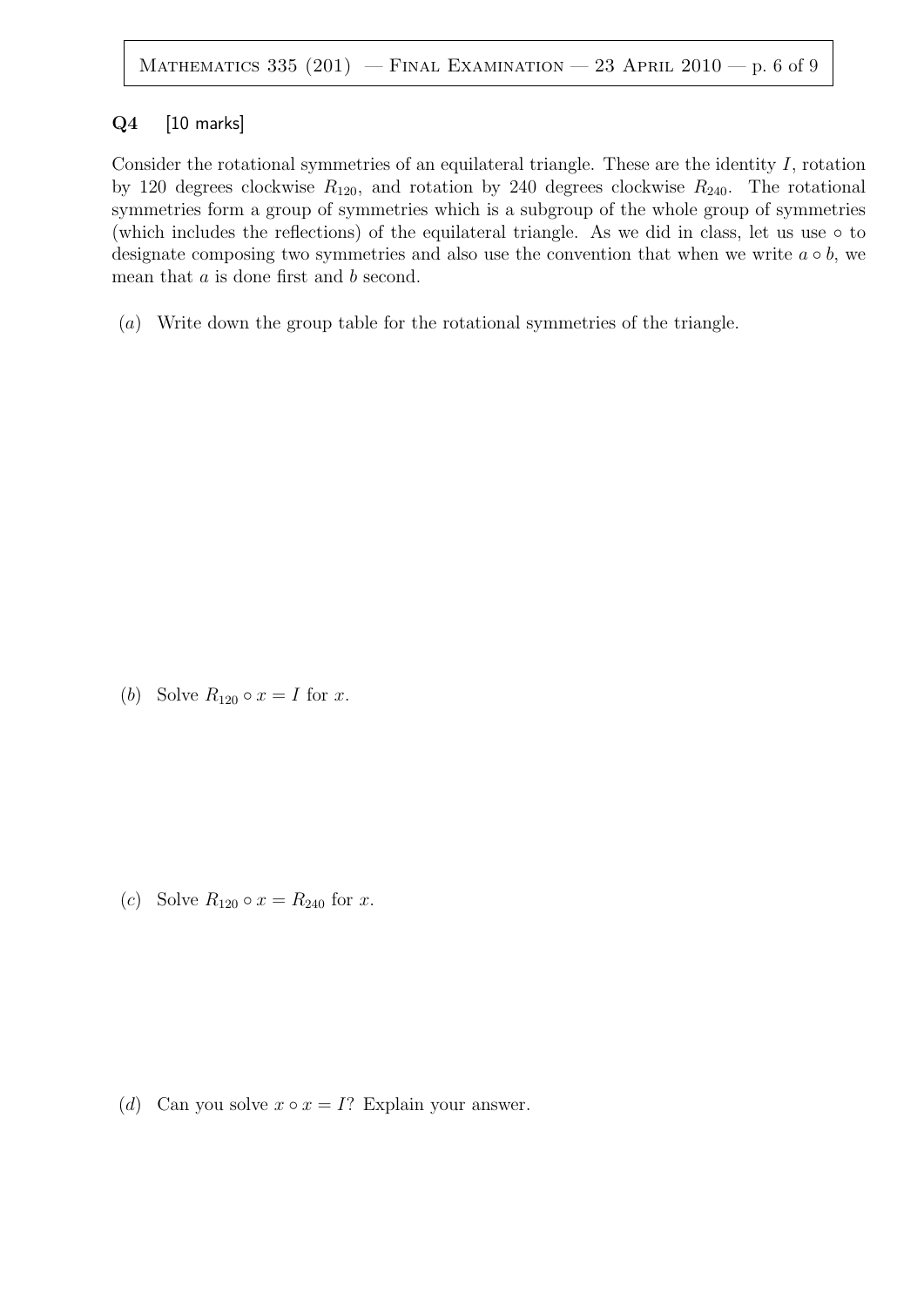**Q4** [10 marks]

Consider the rotational symmetries of an equilateral triangle. These are the identity $I$, rotation by 120 degrees clockwise $R_{120}$, and rotation by 240 degrees clockwise $R_{240}$. The rotational symmetries form a group of symmetries which is a subgroup of the whole group of symmetries (which includes the reflections) of the equilateral triangle. As we did in class, let us use $\circ$ to designate composing two symmetries and also use the convention that when we write $a \circ b$, we mean that $a$ is done first and $b$ second.

(*a*) Write down the group table for the rotational symmetries of the triangle.

(*b*) Solve $R_{120} \circ x = I$ for $x$.

(*c*) Solve $R_{120} \circ x = R_{240}$ for $x$.

(*d*) Can you solve $x \circ x = I$? Explain your answer.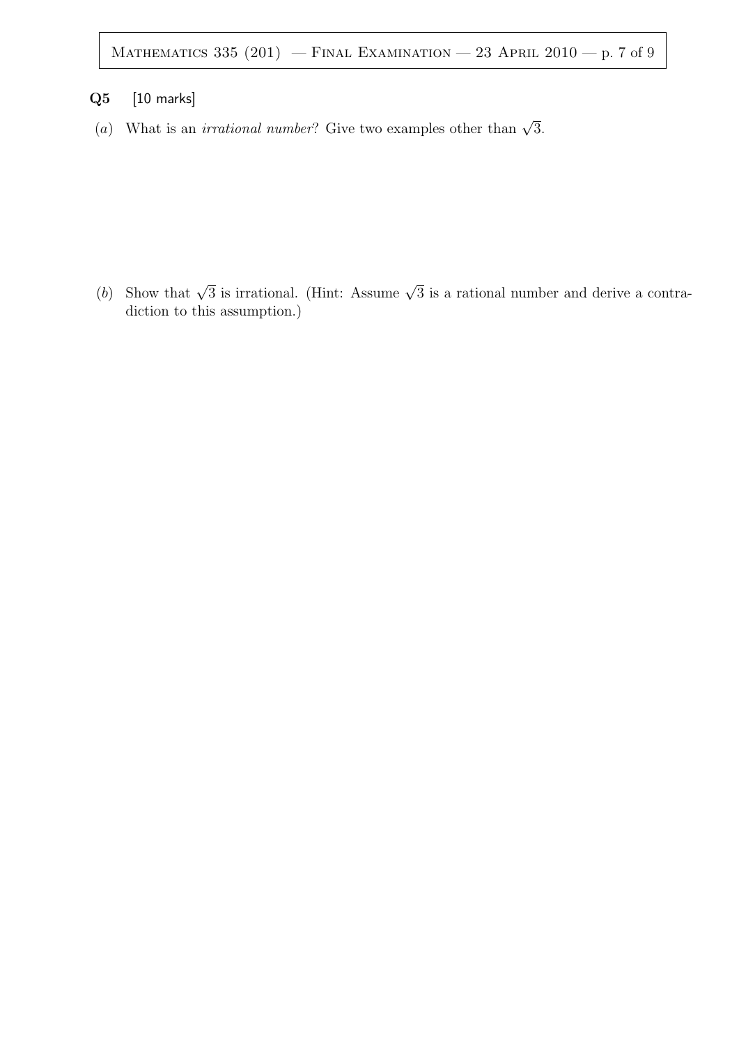**Q5** [10 marks]

(*a*) What is an *irrational number*? Give two examples other than $\sqrt{3}$.

(*b*) Show that $\sqrt{3}$ is irrational. (Hint: Assume $\sqrt{3}$ is a rational number and derive a contradiction to this assumption.)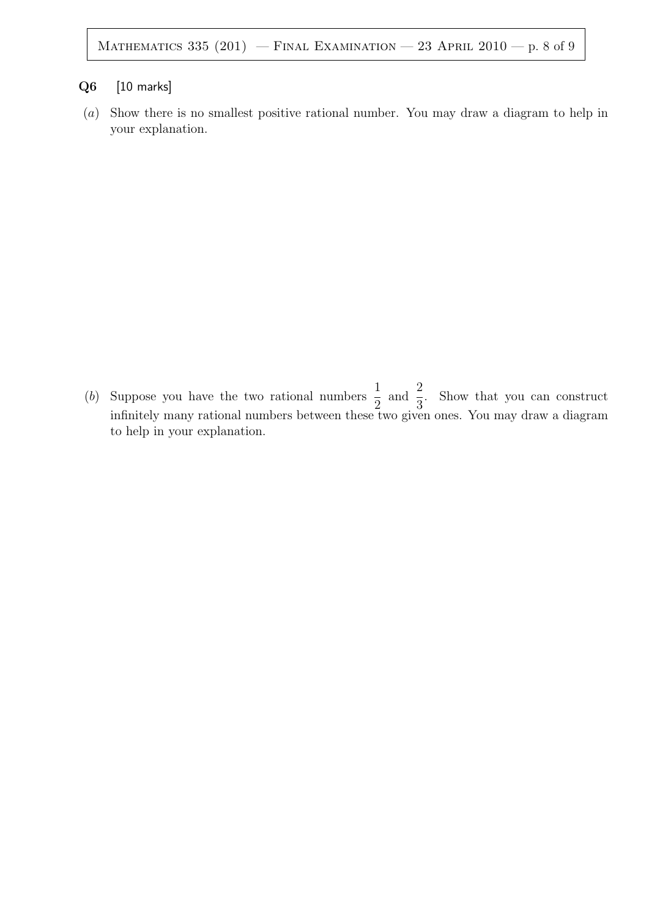**Q6** [10 marks]

(*a*) Show there is no smallest positive rational number. You may draw a diagram to help in your explanation.

(*b*) Suppose you have the two rational numbers $\frac{1}{2}$ and $\frac{2}{3}$. Show that you can construct infinitely many rational numbers between these two given ones. You may draw a diagram to help in your explanation.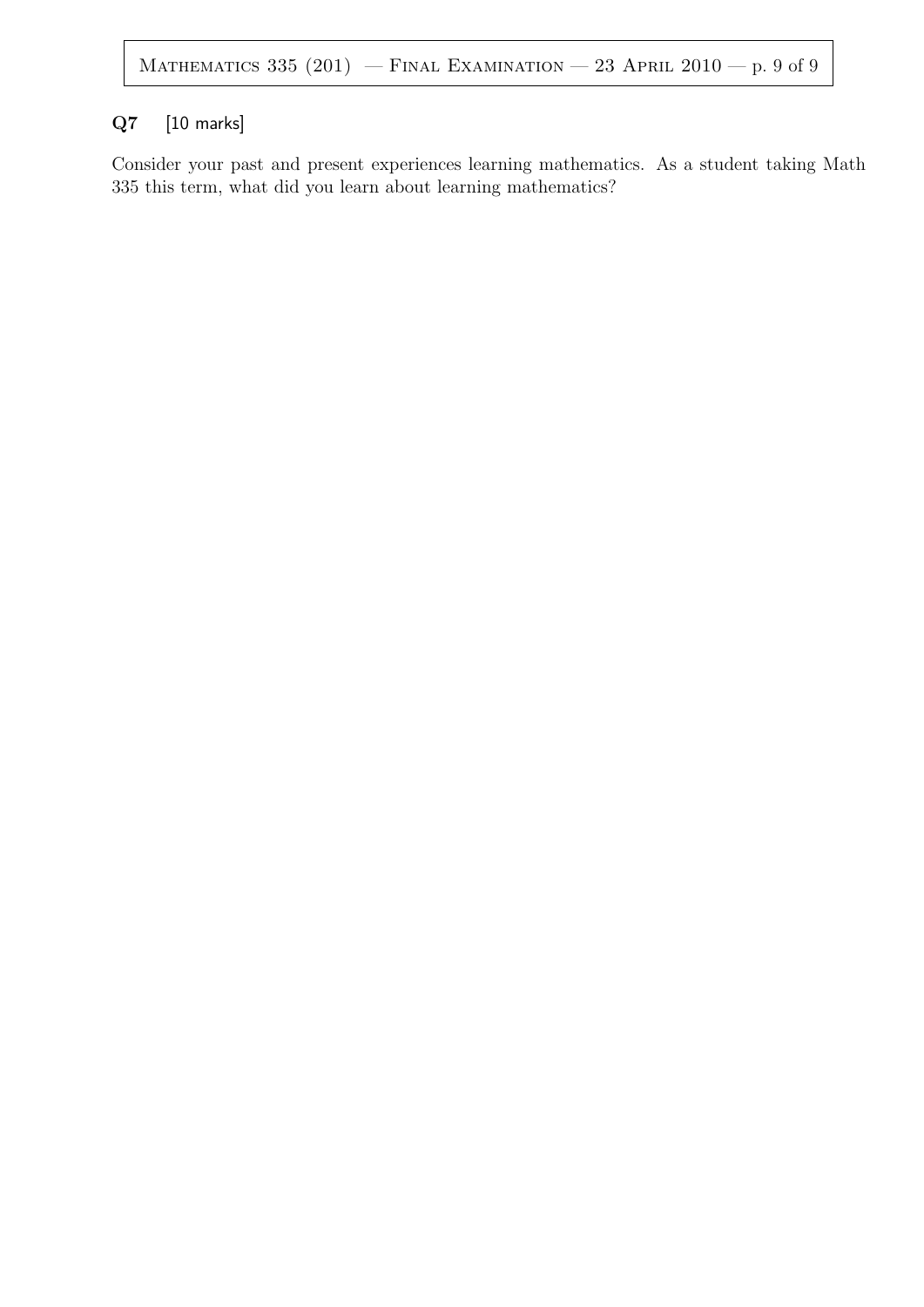**Q7** [10 marks]

Consider your past and present experiences learning mathematics. As a student taking Math 335 this term, what did you learn about learning mathematics?